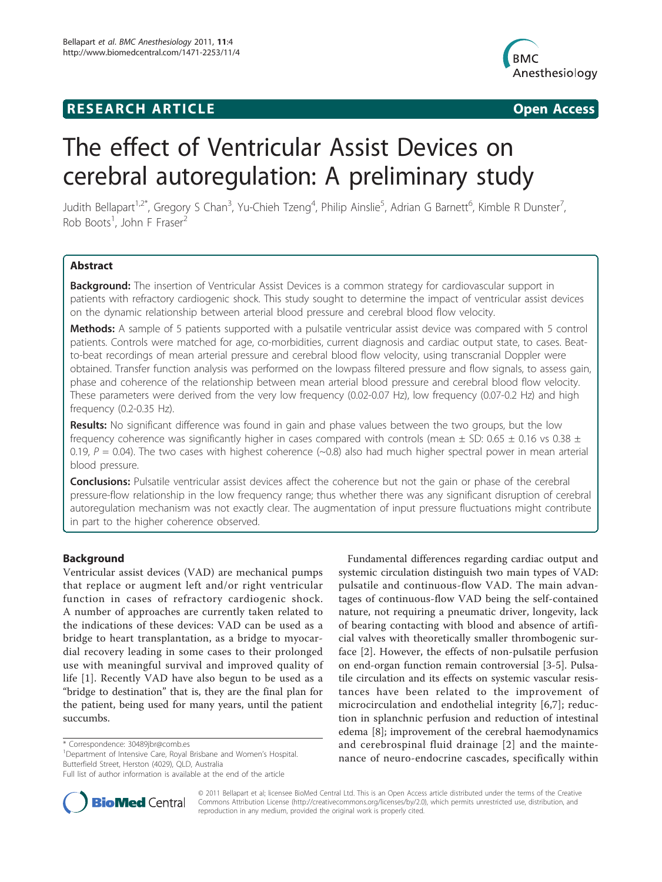**RESEARCH ARTICLE** **Open Access**

# The effect of Ventricular Assist Devices on cerebral autoregulation: A preliminary study

Judith Bellapart[1,2*], Gregory S Chan[3], Yu-Chieh Tzeng[4], Philip Ainslie[5], Adrian G Barnett[6], Kimble R Dunster[7], Rob Boots[1], John F Fraser[2]

## Abstract

**Background:** The insertion of Ventricular Assist Devices is a common strategy for cardiovascular support in patients with refractory cardiogenic shock. This study sought to determine the impact of ventricular assist devices on the dynamic relationship between arterial blood pressure and cerebral blood flow velocity.

**Methods:** A sample of 5 patients supported with a pulsatile ventricular assist device was compared with 5 control patients. Controls were matched for age, co-morbidities, current diagnosis and cardiac output state, to cases. Beat-to-beat recordings of mean arterial pressure and cerebral blood flow velocity, using transcranial Doppler were obtained. Transfer function analysis was performed on the lowpass filtered pressure and flow signals, to assess gain, phase and coherence of the relationship between mean arterial blood pressure and cerebral blood flow velocity. These parameters were derived from the very low frequency (0.02-0.07 Hz), low frequency (0.07-0.2 Hz) and high frequency (0.2-0.35 Hz).

**Results:** No significant difference was found in gain and phase values between the two groups, but the low frequency coherence was significantly higher in cases compared with controls (mean ± SD: 0.65 ± 0.16 vs 0.38 ± 0.19, $P = 0.04$). The two cases with highest coherence (~0.8) also had much higher spectral power in mean arterial blood pressure.

**Conclusions:** Pulsatile ventricular assist devices affect the coherence but not the gain or phase of the cerebral pressure-flow relationship in the low frequency range; thus whether there was any significant disruption of cerebral autoregulation mechanism was not exactly clear. The augmentation of input pressure fluctuations might contribute in part to the higher coherence observed.

## Background

Ventricular assist devices (VAD) are mechanical pumps that replace or augment left and/or right ventricular function in cases of refractory cardiogenic shock. A number of approaches are currently taken related to the indications of these devices: VAD can be used as a bridge to heart transplantation, as a bridge to myocardial recovery leading in some cases to their prolonged use with meaningful survival and improved quality of life [1]. Recently VAD have also begun to be used as a "bridge to destination" that is, they are the final plan for the patient, being used for many years, until the patient succumbs.

Fundamental differences regarding cardiac output and systemic circulation distinguish two main types of VAD: pulsatile and continuous-flow VAD. The main advantages of continuous-flow VAD being the self-contained nature, not requiring a pneumatic driver, longevity, lack of bearing contacting with blood and absence of artificial valves with theoretically smaller thrombogenic surface [2]. However, the effects of non-pulsatile perfusion on end-organ function remain controversial [3-5]. Pulsatile circulation and its effects on systemic vascular resistances have been related to the improvement of microcirculation and endothelial integrity [6,7]; reduction in splanchnic perfusion and reduction of intestinal edema [8]; improvement of the cerebral haemodynamics and cerebrospinal fluid drainage [2] and the maintenance of neuro-endocrine cascades, specifically within

\* Correspondence: 30489jbr@comb.es
[1]Department of Intensive Care, Royal Brisbane and Women's Hospital. Butterfield Street, Herston (4029), QLD, Australia
Full list of author information is available at the end of the article

© 2011 Bellapart et al; licensee BioMed Central Ltd. This is an Open Access article distributed under the terms of the Creative Commons Attribution License (http://creativecommons.org/licenses/by/2.0), which permits unrestricted use, distribution, and reproduction in any medium, provided the original work is properly cited.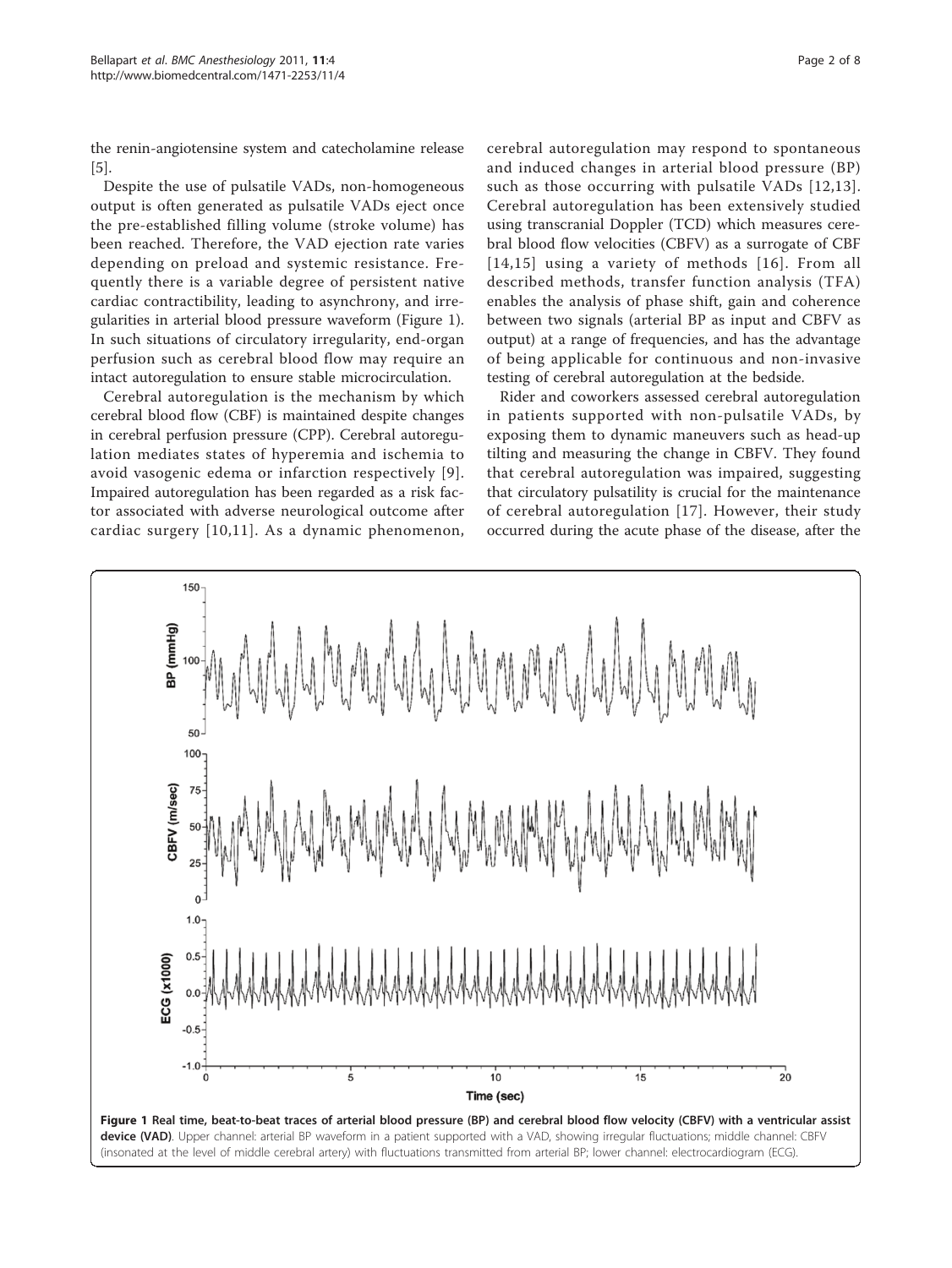the renin-angiotensine system and catecholamine release [5].

Despite the use of pulsatile VADs, non-homogeneous output is often generated as pulsatile VADs eject once the pre-established filling volume (stroke volume) has been reached. Therefore, the VAD ejection rate varies depending on preload and systemic resistance. Frequently there is a variable degree of persistent native cardiac contractibility, leading to asynchrony, and irregularities in arterial blood pressure waveform (Figure 1). In such situations of circulatory irregularity, end-organ perfusion such as cerebral blood flow may require an intact autoregulation to ensure stable microcirculation.

Cerebral autoregulation is the mechanism by which cerebral blood flow (CBF) is maintained despite changes in cerebral perfusion pressure (CPP). Cerebral autoregulation mediates states of hyperemia and ischemia to avoid vasogenic edema or infarction respectively [9]. Impaired autoregulation has been regarded as a risk factor associated with adverse neurological outcome after cardiac surgery [10,11]. As a dynamic phenomenon, cerebral autoregulation may respond to spontaneous and induced changes in arterial blood pressure (BP) such as those occurring with pulsatile VADs [12,13]. Cerebral autoregulation has been extensively studied using transcranial Doppler (TCD) which measures cerebral blood flow velocities (CBFV) as a surrogate of CBF [14,15] using a variety of methods [16]. From all described methods, transfer function analysis (TFA) enables the analysis of phase shift, gain and coherence between two signals (arterial BP as input and CBFV as output) at a range of frequencies, and has the advantage of being applicable for continuous and non-invasive testing of cerebral autoregulation at the bedside.

Rider and coworkers assessed cerebral autoregulation in patients supported with non-pulsatile VADs, by exposing them to dynamic maneuvers such as head-up tilting and measuring the change in CBFV. They found that cerebral autoregulation was impaired, suggesting that circulatory pulsatility is crucial for the maintenance of cerebral autoregulation [17]. However, their study occurred during the acute phase of the disease, after the

**Figure 1 Real time, beat-to-beat traces of arterial blood pressure (BP) and cerebral blood flow velocity (CBFV) with a ventricular assist device (VAD)**. Upper channel: arterial BP waveform in a patient supported with a VAD, showing irregular fluctuations; middle channel: CBFV (insonated at the level of middle cerebral artery) with fluctuations transmitted from arterial BP; lower channel: electrocardiogram (ECG).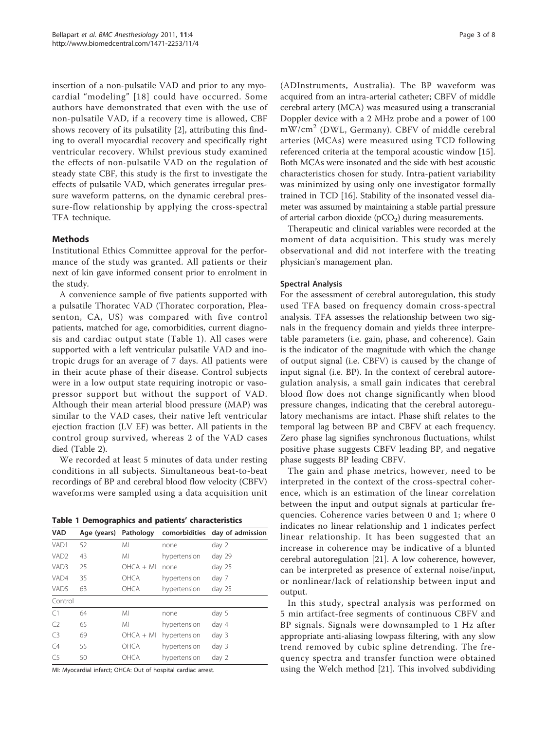insertion of a non-pulsatile VAD and prior to any myocardial "modeling" [18] could have occurred. Some authors have demonstrated that even with the use of non-pulsatile VAD, if a recovery time is allowed, CBF shows recovery of its pulsatility [2], attributing this finding to overall myocardial recovery and specifically right ventricular recovery. Whilst previous study examined the effects of non-pulsatile VAD on the regulation of steady state CBF, this study is the first to investigate the effects of pulsatile VAD, which generates irregular pressure waveform patterns, on the dynamic cerebral pressure-flow relationship by applying the cross-spectral TFA technique.

## Methods

Institutional Ethics Committee approval for the performance of the study was granted. All patients or their next of kin gave informed consent prior to enrolment in the study.

A convenience sample of five patients supported with a pulsatile Thoratec VAD (Thoratec corporation, Pleasenton, CA, US) was compared with five control patients, matched for age, comorbidities, current diagnosis and cardiac output state (Table 1). All cases were supported with a left ventricular pulsatile VAD and inotropic drugs for an average of 7 days. All patients were in their acute phase of their disease. Control subjects were in a low output state requiring inotropic or vasopressor support but without the support of VAD. Although their mean arterial blood pressure (MAP) was similar to the VAD cases, their native left ventricular ejection fraction (LV EF) was better. All patients in the control group survived, whereas 2 of the VAD cases died (Table 2).

We recorded at least 5 minutes of data under resting conditions in all subjects. Simultaneous beat-to-beat recordings of BP and cerebral blood flow velocity (CBFV) waveforms were sampled using a data acquisition unit (ADInstruments, Australia). The BP waveform was acquired from an intra-arterial catheter; CBFV of middle cerebral artery (MCA) was measured using a transcranial Doppler device with a 2 MHz probe and a power of 100 $mW/cm^2$ (DWL, Germany). CBFV of middle cerebral arteries (MCAs) were measured using TCD following referenced criteria at the temporal acoustic window [15]. Both MCAs were insonated and the side with best acoustic characteristics chosen for study. Intra-patient variability was minimized by using only one investigator formally trained in TCD [16]. Stability of the insonated vessel diameter was assumed by maintaining a stable partial pressure of arterial carbon dioxide ($pCO_2$) during measurements.

**Table 1 Demographics and patients' characteristics**

| VAD | Age (years) | Pathology | comorbidities | day of admission |
|---|---|---|---|---|
| VAD1 | 52 | MI | none | day 2 |
| VAD2 | 43 | MI | hypertension | day 29 |
| VAD3 | 25 | OHCA + MI | none | day 25 |
| VAD4 | 35 | OHCA | hypertension | day 7 |
| VAD5 | 63 | OHCA | hypertension | day 25 |
| Control | | | | |
| C1 | 64 | MI | none | day 5 |
| C2 | 65 | MI | hypertension | day 4 |
| C3 | 69 | OHCA + MI | hypertension | day 3 |
| C4 | 55 | OHCA | hypertension | day 3 |
| C5 | 50 | OHCA | hypertension | day 2 |

MI: Myocardial infarct; OHCA: Out of hospital cardiac arrest.

Therapeutic and clinical variables were recorded at the moment of data acquisition. This study was merely observational and did not interfere with the treating physician's management plan.

### Spectral Analysis

For the assessment of cerebral autoregulation, this study used TFA based on frequency domain cross-spectral analysis. TFA assesses the relationship between two signals in the frequency domain and yields three interpretable parameters (i.e. gain, phase, and coherence). Gain is the indicator of the magnitude with which the change of output signal (i.e. CBFV) is caused by the change of input signal (i.e. BP). In the context of cerebral autoregulation analysis, a small gain indicates that cerebral blood flow does not change significantly when blood pressure changes, indicating that the cerebral autoregulatory mechanisms are intact. Phase shift relates to the temporal lag between BP and CBFV at each frequency. Zero phase lag signifies synchronous fluctuations, whilst positive phase suggests CBFV leading BP, and negative phase suggests BP leading CBFV.

The gain and phase metrics, however, need to be interpreted in the context of the cross-spectral coherence, which is an estimation of the linear correlation between the input and output signals at particular frequencies. Coherence varies between 0 and 1; where 0 indicates no linear relationship and 1 indicates perfect linear relationship. It has been suggested that an increase in coherence may be indicative of a blunted cerebral autoregulation [21]. A low coherence, however, can be interpreted as presence of external noise/input, or nonlinear/lack of relationship between input and output.

In this study, spectral analysis was performed on 5 min artifact-free segments of continuous CBFV and BP signals. Signals were downsampled to 1 Hz after appropriate anti-aliasing lowpass filtering, with any slow trend removed by cubic spline detrending. The frequency spectra and transfer function were obtained using the Welch method [21]. This involved subdividing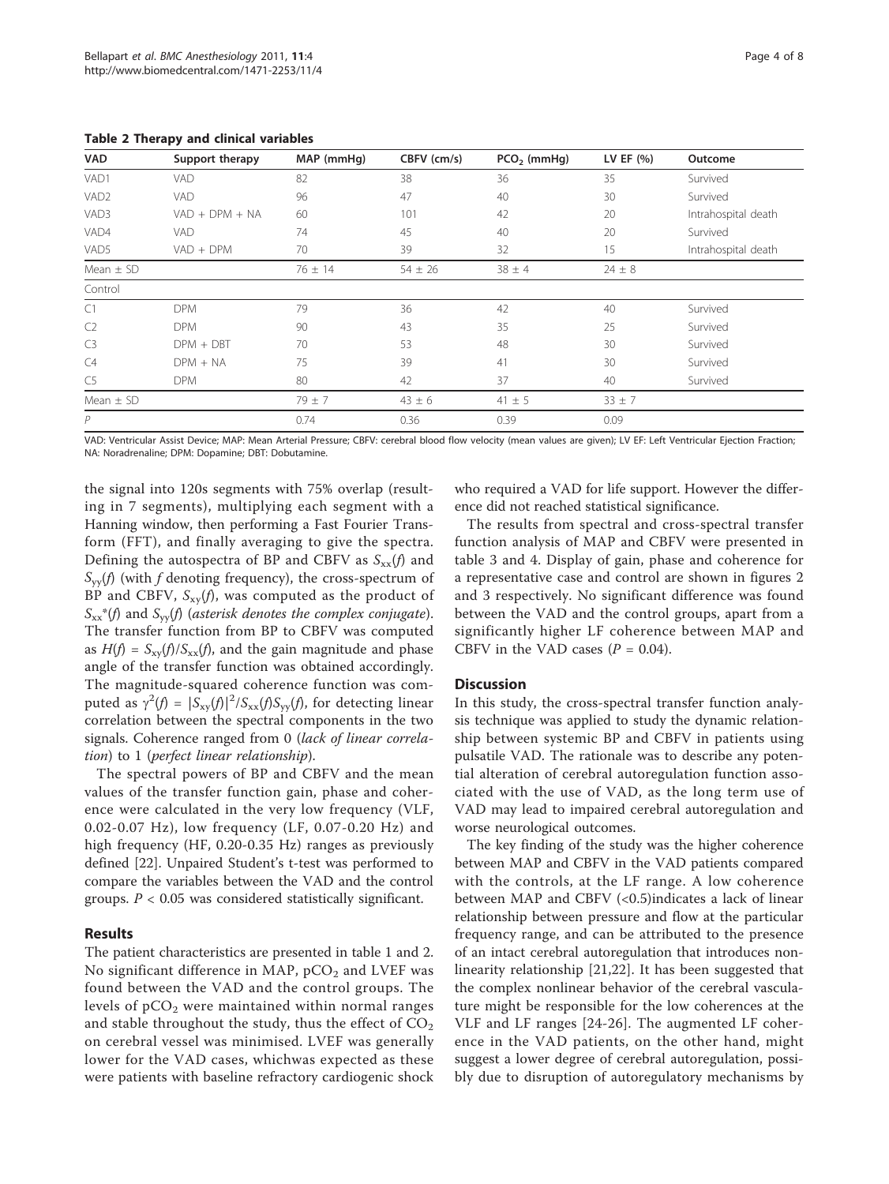**Table 2 Therapy and clinical variables**

| VAD | Support therapy | MAP (mmHg) | CBFV (cm/s) | $PCO_2$ (mmHg) | LV EF (%) | Outcome |
|---|---|---|---|---|---|---|
| VAD1 | VAD | 82 | 38 | 36 | 35 | Survived |
| VAD2 | VAD | 96 | 47 | 40 | 30 | Survived |
| VAD3 | VAD + DPM + NA | 60 | 101 | 42 | 20 | Intrahospital death |
| VAD4 | VAD | 74 | 45 | 40 | 20 | Survived |
| VAD5 | VAD + DPM | 70 | 39 | 32 | 15 | Intrahospital death |
| Mean ± SD | | 76 ± 14 | 54 ± 26 | 38 ± 4 | 24 ± 8 | |
| Control | | | | | | |
| C1 | DPM | 79 | 36 | 42 | 40 | Survived |
| C2 | DPM | 90 | 43 | 35 | 25 | Survived |
| C3 | DPM + DBT | 70 | 53 | 48 | 30 | Survived |
| C4 | DPM + NA | 75 | 39 | 41 | 30 | Survived |
| C5 | DPM | 80 | 42 | 37 | 40 | Survived |
| Mean ± SD | | 79 ± 7 | 43 ± 6 | 41 ± 5 | 33 ± 7 | |
| *P* | | 0.74 | 0.36 | 0.39 | 0.09 | |

VAD: Ventricular Assist Device; MAP: Mean Arterial Pressure; CBFV: cerebral blood flow velocity (mean values are given); LV EF: Left Ventricular Ejection Fraction; NA: Noradrenaline; DPM: Dopamine; DBT: Dobutamine.

the signal into 120s segments with 75% overlap (resulting in 7 segments), multiplying each segment with a Hanning window, then performing a Fast Fourier Transform (FFT), and finally averaging to give the spectra. Defining the autospectra of BP and CBFV as $S_{xx}(f)$ and $S_{yy}(f)$ (with $f$ denoting frequency), the cross-spectrum of BP and CBFV, $S_{xy}(f)$, was computed as the product of $S_{xx}^*(f)$ and $S_{yy}(f)$ (*asterisk denotes the complex conjugate*). The transfer function from BP to CBFV was computed as $H(f) = S_{xy}(f)/S_{xx}(f)$, and the gain magnitude and phase angle of the transfer function was obtained accordingly. The magnitude-squared coherence function was computed as $\gamma^2(f) = |S_{xy}(f)|^2/S_{xx}(f)S_{yy}(f)$, for detecting linear correlation between the spectral components in the two signals. Coherence ranged from 0 (*lack of linear correlation*) to 1 (*perfect linear relationship*).

The spectral powers of BP and CBFV and the mean values of the transfer function gain, phase and coherence were calculated in the very low frequency (VLF, 0.02-0.07 Hz), low frequency (LF, 0.07-0.20 Hz) and high frequency (HF, 0.20-0.35 Hz) ranges as previously defined [22]. Unpaired Student's t-test was performed to compare the variables between the VAD and the control groups. $P < 0.05$ was considered statistically significant.

## Results

The patient characteristics are presented in table 1 and 2. No significant difference in MAP, $pCO_2$ and LVEF was found between the VAD and the control groups. The levels of $pCO_2$ were maintained within normal ranges and stable throughout the study, thus the effect of $CO_2$ on cerebral vessel was minimised. LVEF was generally lower for the VAD cases, whichwas expected as these were patients with baseline refractory cardiogenic shock who required a VAD for life support. However the difference did not reached statistical significance.

The results from spectral and cross-spectral transfer function analysis of MAP and CBFV were presented in table 3 and 4. Display of gain, phase and coherence for a representative case and control are shown in figures 2 and 3 respectively. No significant difference was found between the VAD and the control groups, apart from a significantly higher LF coherence between MAP and CBFV in the VAD cases ($P = 0.04$).

## Discussion

In this study, the cross-spectral transfer function analysis technique was applied to study the dynamic relationship between systemic BP and CBFV in patients using pulsatile VAD. The rationale was to describe any potential alteration of cerebral autoregulation function associated with the use of VAD, as the long term use of VAD may lead to impaired cerebral autoregulation and worse neurological outcomes.

The key finding of the study was the higher coherence between MAP and CBFV in the VAD patients compared with the controls, at the LF range. A low coherence between MAP and CBFV (<0.5)indicates a lack of linear relationship between pressure and flow at the particular frequency range, and can be attributed to the presence of an intact cerebral autoregulation that introduces nonlinearity relationship [21,22]. It has been suggested that the complex nonlinear behavior of the cerebral vasculature might be responsible for the low coherences at the VLF and LF ranges [24-26]. The augmented LF coherence in the VAD patients, on the other hand, might suggest a lower degree of cerebral autoregulation, possibly due to disruption of autoregulatory mechanisms by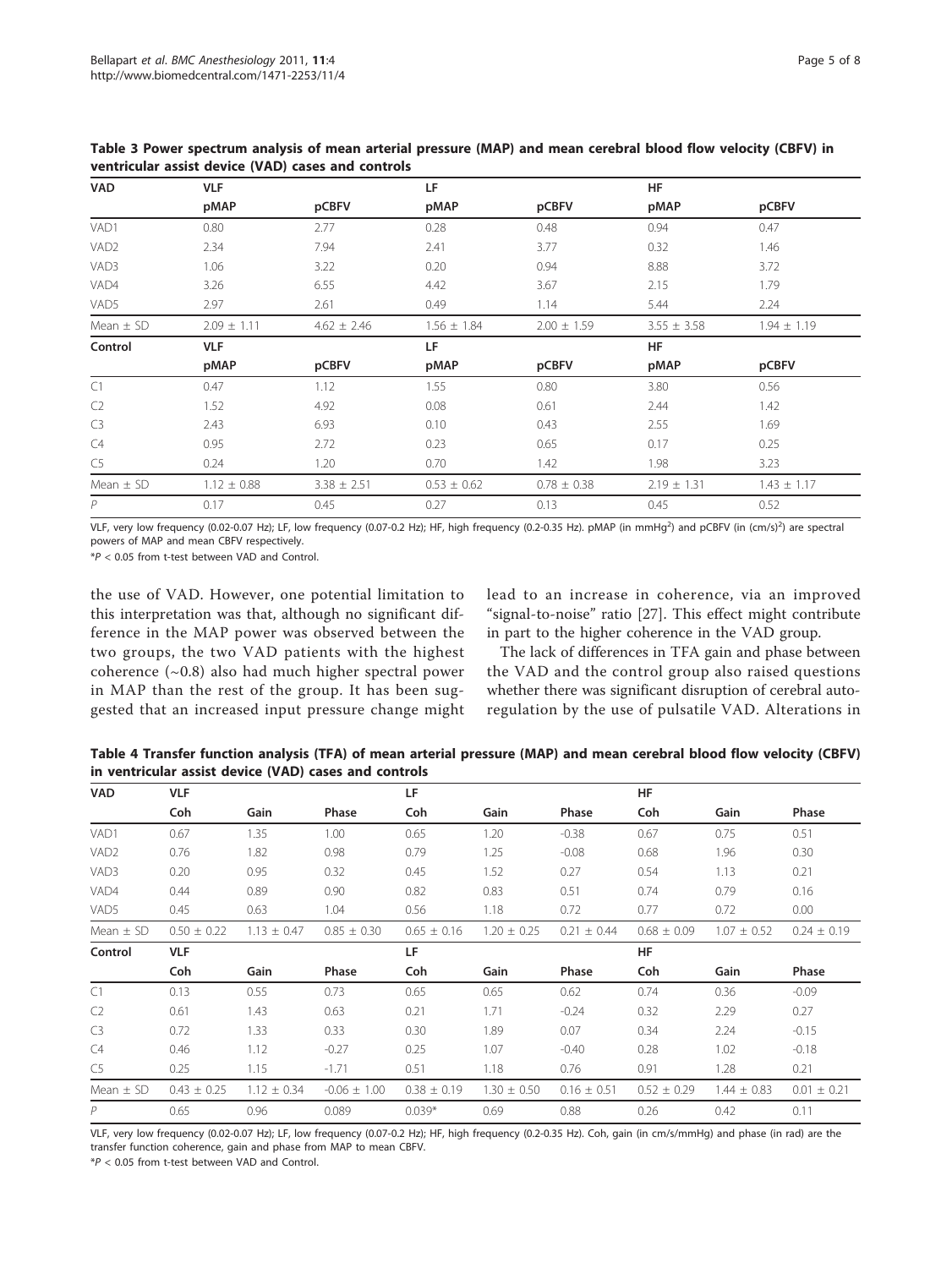**Table 3 Power spectrum analysis of mean arterial pressure (MAP) and mean cerebral blood flow velocity (CBFV) in ventricular assist device (VAD) cases and controls**

| VAD | VLF | | LF | | HF | |
|---|---|---|---|---|---|---|
| | pMAP | pCBFV | pMAP | pCBFV | pMAP | pCBFV |
| VAD1 | 0.80 | 2.77 | 0.28 | 0.48 | 0.94 | 0.47 |
| VAD2 | 2.34 | 7.94 | 2.41 | 3.77 | 0.32 | 1.46 |
| VAD3 | 1.06 | 3.22 | 0.20 | 0.94 | 8.88 | 3.72 |
| VAD4 | 3.26 | 6.55 | 4.42 | 3.67 | 2.15 | 1.79 |
| VAD5 | 2.97 | 2.61 | 0.49 | 1.14 | 5.44 | 2.24 |
| Mean ± SD | 2.09 ± 1.11 | 4.62 ± 2.46 | 1.56 ± 1.84 | 2.00 ± 1.59 | 3.55 ± 3.58 | 1.94 ± 1.19 |
| **Control** | **VLF** | | **LF** | | **HF** | |
| | pMAP | pCBFV | pMAP | pCBFV | pMAP | pCBFV |
| C1 | 0.47 | 1.12 | 1.55 | 0.80 | 3.80 | 0.56 |
| C2 | 1.52 | 4.92 | 0.08 | 0.61 | 2.44 | 1.42 |
| C3 | 2.43 | 6.93 | 0.10 | 0.43 | 2.55 | 1.69 |
| C4 | 0.95 | 2.72 | 0.23 | 0.65 | 0.17 | 0.25 |
| C5 | 0.24 | 1.20 | 0.70 | 1.42 | 1.98 | 3.23 |
| Mean ± SD | 1.12 ± 0.88 | 3.38 ± 2.51 | 0.53 ± 0.62 | 0.78 ± 0.38 | 2.19 ± 1.31 | 1.43 ± 1.17 |
| *P* | 0.17 | 0.45 | 0.27 | 0.13 | 0.45 | 0.52 |

VLF, very low frequency (0.02-0.07 Hz); LF, low frequency (0.07-0.2 Hz); HF, high frequency (0.2-0.35 Hz). pMAP (in $mmHg^2$) and pCBFV (in $(cm/s)^2$) are spectral powers of MAP and mean CBFV respectively.

*$P < 0.05$ from t-test between VAD and Control.

the use of VAD. However, one potential limitation to this interpretation was that, although no significant difference in the MAP power was observed between the two groups, the two VAD patients with the highest coherence (~0.8) also had much higher spectral power in MAP than the rest of the group. It has been suggested that an increased input pressure change might lead to an increase in coherence, via an improved "signal-to-noise" ratio [27]. This effect might contribute in part to the higher coherence in the VAD group.

The lack of differences in TFA gain and phase between the VAD and the control group also raised questions whether there was significant disruption of cerebral autoregulation by the use of pulsatile VAD. Alterations in

**Table 4 Transfer function analysis (TFA) of mean arterial pressure (MAP) and mean cerebral blood flow velocity (CBFV) in ventricular assist device (VAD) cases and controls**

| VAD | VLF | | | LF | | | HF | | |
|---|---|---|---|---|---|---|---|---|---|
| | Coh | Gain | Phase | Coh | Gain | Phase | Coh | Gain | Phase |
| VAD1 | 0.67 | 1.35 | 1.00 | 0.65 | 1.20 | -0.38 | 0.67 | 0.75 | 0.51 |
| VAD2 | 0.76 | 1.82 | 0.98 | 0.79 | 1.25 | -0.08 | 0.68 | 1.96 | 0.30 |
| VAD3 | 0.20 | 0.95 | 0.32 | 0.45 | 1.52 | 0.27 | 0.54 | 1.13 | 0.21 |
| VAD4 | 0.44 | 0.89 | 0.90 | 0.82 | 0.83 | 0.51 | 0.74 | 0.79 | 0.16 |
| VAD5 | 0.45 | 0.63 | 1.04 | 0.56 | 1.18 | 0.72 | 0.77 | 0.72 | 0.00 |
| Mean ± SD | 0.50 ± 0.22 | 1.13 ± 0.47 | 0.85 ± 0.30 | 0.65 ± 0.16 | 1.20 ± 0.25 | 0.21 ± 0.44 | 0.68 ± 0.09 | 1.07 ± 0.52 | 0.24 ± 0.19 |
| **Control** | **VLF** | | | **LF** | | | **HF** | | |
| | Coh | Gain | Phase | Coh | Gain | Phase | Coh | Gain | Phase |
| C1 | 0.13 | 0.55 | 0.73 | 0.65 | 0.65 | 0.62 | 0.74 | 0.36 | -0.09 |
| C2 | 0.61 | 1.43 | 0.63 | 0.21 | 1.71 | -0.24 | 0.32 | 2.29 | 0.27 |
| C3 | 0.72 | 1.33 | 0.33 | 0.30 | 1.89 | 0.07 | 0.34 | 2.24 | -0.15 |
| C4 | 0.46 | 1.12 | -0.27 | 0.25 | 1.07 | -0.40 | 0.28 | 1.02 | -0.18 |
| C5 | 0.25 | 1.15 | -1.71 | 0.51 | 1.18 | 0.76 | 0.91 | 1.28 | 0.21 |
| Mean ± SD | 0.43 ± 0.25 | 1.12 ± 0.34 | -0.06 ± 1.00 | 0.38 ± 0.19 | 1.30 ± 0.50 | 0.16 ± 0.51 | 0.52 ± 0.29 | 1.44 ± 0.83 | 0.01 ± 0.21 |
| *P* | 0.65 | 0.96 | 0.089 | 0.039* | 0.69 | 0.88 | 0.26 | 0.42 | 0.11 |

VLF, very low frequency (0.02-0.07 Hz); LF, low frequency (0.07-0.2 Hz); HF, high frequency (0.2-0.35 Hz). Coh, gain (in cm/s/mmHg) and phase (in rad) are the transfer function coherence, gain and phase from MAP to mean CBFV.

*$P < 0.05$ from t-test between VAD and Control.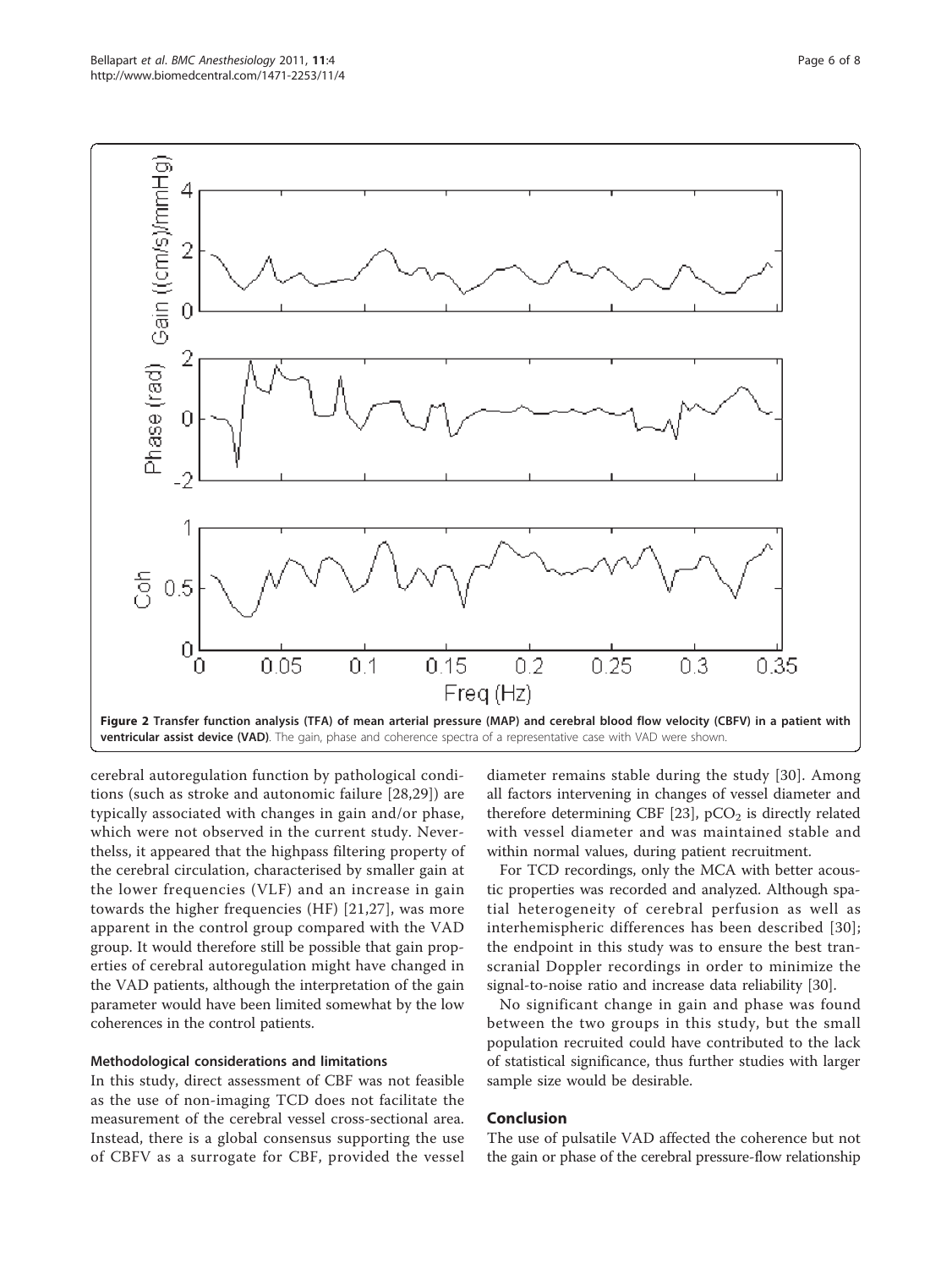**Figure 2 Transfer function analysis (TFA) of mean arterial pressure (MAP) and cerebral blood flow velocity (CBFV) in a patient with ventricular assist device (VAD)**. The gain, phase and coherence spectra of a representative case with VAD were shown.

cerebral autoregulation function by pathological conditions (such as stroke and autonomic failure [28,29]) are typically associated with changes in gain and/or phase, which were not observed in the current study. Neverthelss, it appeared that the highpass filtering property of the cerebral circulation, characterised by smaller gain at the lower frequencies (VLF) and an increase in gain towards the higher frequencies (HF) [21,27], was more apparent in the control group compared with the VAD group. It would therefore still be possible that gain properties of cerebral autoregulation might have changed in the VAD patients, although the interpretation of the gain parameter would have been limited somewhat by the low coherences in the control patients.

### Methodological considerations and limitations

In this study, direct assessment of CBF was not feasible as the use of non-imaging TCD does not facilitate the measurement of the cerebral vessel cross-sectional area. Instead, there is a global consensus supporting the use of CBFV as a surrogate for CBF, provided the vessel diameter remains stable during the study [30]. Among all factors intervening in changes of vessel diameter and therefore determining CBF [23], $pCO_2$ is directly related with vessel diameter and was maintained stable and within normal values, during patient recruitment.

For TCD recordings, only the MCA with better acoustic properties was recorded and analyzed. Although spatial heterogeneity of cerebral perfusion as well as interhemispheric differences has been described [30]; the endpoint in this study was to ensure the best transcranial Doppler recordings in order to minimize the signal-to-noise ratio and increase data reliability [30].

No significant change in gain and phase was found between the two groups in this study, but the small population recruited could have contributed to the lack of statistical significance, thus further studies with larger sample size would be desirable.

## Conclusion

The use of pulsatile VAD affected the coherence but not the gain or phase of the cerebral pressure-flow relationship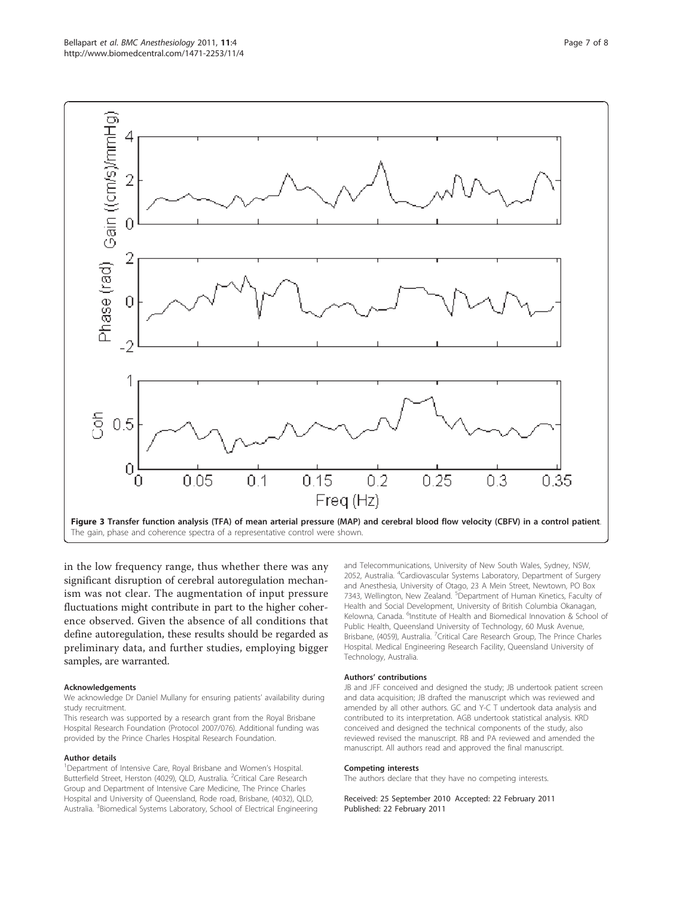**Figure 3 Transfer function analysis (TFA) of mean arterial pressure (MAP) and cerebral blood flow velocity (CBFV) in a control patient.** The gain, phase and coherence spectra of a representative control were shown.

in the low frequency range, thus whether there was any significant disruption of cerebral autoregulation mechanism was not clear. The augmentation of input pressure fluctuations might contribute in part to the higher coherence observed. Given the absence of all conditions that define autoregulation, these results should be regarded as preliminary data, and further studies, employing bigger samples, are warranted.

#### Acknowledgements

We acknowledge Dr Daniel Mullany for ensuring patients' availability during study recruitment.

This research was supported by a research grant from the Royal Brisbane Hospital Research Foundation (Protocol 2007/076). Additional funding was provided by the Prince Charles Hospital Research Foundation.

#### Author details

[1]Department of Intensive Care, Royal Brisbane and Women's Hospital. Butterfield Street, Herston (4029), QLD, Australia. [2]Critical Care Research Group and Department of Intensive Care Medicine, The Prince Charles Hospital and University of Queensland, Rode road, Brisbane, (4032), QLD, Australia. [3]Biomedical Systems Laboratory, School of Electrical Engineering and Telecommunications, University of New South Wales, Sydney, NSW, 2052, Australia. [4]Cardiovascular Systems Laboratory, Department of Surgery and Anesthesia, University of Otago, 23 A Mein Street, Newtown, PO Box 7343, Wellington, New Zealand. [5]Department of Human Kinetics, Faculty of Health and Social Development, University of British Columbia Okanagan, Kelowna, Canada. [6]Institute of Health and Biomedical Innovation & School of Public Health, Queensland University of Technology, 60 Musk Avenue, Brisbane, (4059), Australia. [7]Critical Care Research Group, The Prince Charles Hospital. Medical Engineering Research Facility, Queensland University of Technology, Australia.

#### Authors' contributions

JB and JFF conceived and designed the study; JB undertook patient screen and data acquisition; JB drafted the manuscript which was reviewed and amended by all other authors. GC and Y-C T undertook data analysis and contributed to its interpretation. AGB undertook statistical analysis. KRD conceived and designed the technical components of the study, also reviewed revised the manuscript. RB and PA reviewed and amended the manuscript. All authors read and approved the final manuscript.

#### Competing interests

The authors declare that they have no competing interests.

Received: 25 September 2010 Accepted: 22 February 2011
Published: 22 February 2011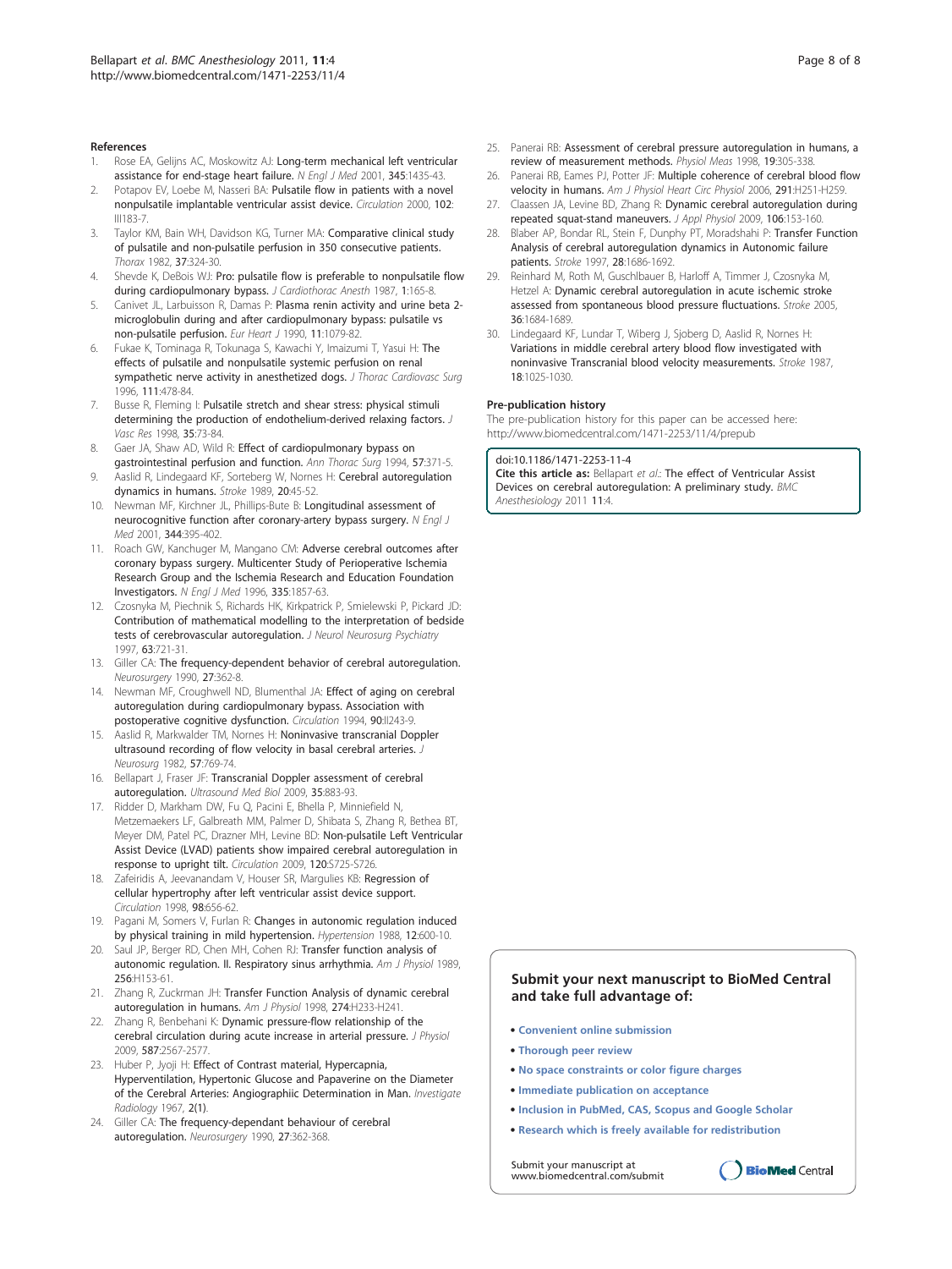## References

1. Rose EA, Gelijns AC, Moskowitz AJ: **Long-term mechanical left ventricular assistance for end-stage heart failure.** *N Engl J Med* 2001, **345**:1435-43.
2. Potapov EV, Loebe M, Nasseri BA: **Pulsatile flow in patients with a novel nonpulsatile implantable ventricular assist device.** *Circulation* 2000, **102**: III183-7.
3. Taylor KM, Bain WH, Davidson KG, Turner MA: **Comparative clinical study of pulsatile and non-pulsatile perfusion in 350 consecutive patients.** *Thorax* 1982, **37**:324-30.
4. Shevde K, DeBois WJ: **Pro: pulsatile flow is preferable to nonpulsatile flow during cardiopulmonary bypass.** *J Cardiothorac Anesth* 1987, **1**:165-8.
5. Canivet JL, Larbuisson R, Damas P: **Plasma renin activity and urine beta 2-microglobulin during and after cardiopulmonary bypass: pulsatile vs non-pulsatile perfusion.** *Eur Heart J* 1990, **11**:1079-82.
6. Fukae K, Tominaga R, Tokunaga S, Kawachi Y, Imaizumi T, Yasui H: **The effects of pulsatile and nonpulsatile systemic perfusion on renal sympathetic nerve activity in anesthetized dogs.** *J Thorac Cardiovasc Surg* 1996, **111**:478-84.
7. Busse R, Fleming I: **Pulsatile stretch and shear stress: physical stimuli determining the production of endothelium-derived relaxing factors.** *J Vasc Res* 1998, **35**:73-84.
8. Gaer JA, Shaw AD, Wild R: **Effect of cardiopulmonary bypass on gastrointestinal perfusion and function.** *Ann Thorac Surg* 1994, **57**:371-5.
9. Aaslid R, Lindegaard KF, Sorteberg W, Nornes H: **Cerebral autoregulation dynamics in humans.** *Stroke* 1989, **20**:45-52.
10. Newman MF, Kirchner JL, Phillips-Bute B: **Longitudinal assessment of neurocognitive function after coronary-artery bypass surgery.** *N Engl J Med* 2001, **344**:395-402.
11. Roach GW, Kanchuger M, Mangano CM: **Adverse cerebral outcomes after coronary bypass surgery. Multicenter Study of Perioperative Ischemia Research Group and the Ischemia Research and Education Foundation Investigators.** *N Engl J Med* 1996, **335**:1857-63.
12. Czosnyka M, Piechnik S, Richards HK, Kirkpatrick P, Smielewski P, Pickard JD: **Contribution of mathematical modelling to the interpretation of bedside tests of cerebrovascular autoregulation.** *J Neurol Neurosurg Psychiatry* 1997, **63**:721-31.
13. Giller CA: **The frequency-dependent behavior of cerebral autoregulation.** *Neurosurgery* 1990, **27**:362-8.
14. Newman MF, Croughwell ND, Blumenthal JA: **Effect of aging on cerebral autoregulation during cardiopulmonary bypass. Association with postoperative cognitive dysfunction.** *Circulation* 1994, **90**:II243-9.
15. Aaslid R, Markwalder TM, Nornes H: **Noninvasive transcranial Doppler ultrasound recording of flow velocity in basal cerebral arteries.** *J Neurosurg* 1982, **57**:769-74.
16. Bellapart J, Fraser JF: **Transcranial Doppler assessment of cerebral autoregulation.** *Ultrasound Med Biol* 2009, **35**:883-93.
17. Ridder D, Markham DW, Fu Q, Pacini E, Bhella P, Minniefield N, Metzemaekers LF, Galbreath MM, Palmer D, Shibata S, Zhang R, Bethea BT, Meyer DM, Patel PC, Drazner MH, Levine BD: **Non-pulsatile Left Ventricular Assist Device (LVAD) patients show impaired cerebral autoregulation in response to upright tilt.** *Circulation* 2009, **120**:S725-S726.
18. Zafeiridis A, Jeevanandam V, Houser SR, Margulies KB: **Regression of cellular hypertrophy after left ventricular assist device support.** *Circulation* 1998, **98**:656-62.
19. Pagani M, Somers V, Furlan R: **Changes in autonomic regulation induced by physical training in mild hypertension.** *Hypertension* 1988, **12**:600-10.
20. Saul JP, Berger RD, Chen MH, Cohen RJ: **Transfer function analysis of autonomic regulation. II. Respiratory sinus arrhythmia.** *Am J Physiol* 1989, **256**:H153-61.
21. Zhang R, Zuckrman JH: **Transfer Function Analysis of dynamic cerebral autoregulation in humans.** *Am J Physiol* 1998, **274**:H233-H241.
22. Zhang R, Benbehani K: **Dynamic pressure-flow relationship of the cerebral circulation during acute increase in arterial pressure.** *J Physiol* 2009, **587**:2567-2577.
23. Huber P, Jyoji H: **Effect of Contrast material, Hypercapnia, Hyperventilation, Hypertonic Glucose and Papaverine on the Diameter of the Cerebral Arteries: Angiographiic Determination in Man.** *Investigate Radiology* 1967, **2(1)**.
24. Giller CA: **The frequency-dependant behaviour of cerebral autoregulation.** *Neurosurgery* 1990, **27**:362-368.
25. Panerai RB: **Assessment of cerebral pressure autoregulation in humans, a review of measurement methods.** *Physiol Meas* 1998, **19**:305-338.
26. Panerai RB, Eames PJ, Potter JF: **Multiple coherence of cerebral blood flow velocity in humans.** *Am J Physiol Heart Circ Physiol* 2006, **291**:H251-H259.
27. Claassen JA, Levine BD, Zhang R: **Dynamic cerebral autoregulation during repeated squat-stand maneuvers.** *J Appl Physiol* 2009, **106**:153-160.
28. Blaber AP, Bondar RL, Stein F, Dunphy PT, Moradshahi P: **Transfer Function Analysis of cerebral autoregulation dynamics in Autonomic failure patients.** *Stroke* 1997, **28**:1686-1692.
29. Reinhard M, Roth M, Guschlbauer B, Harloff A, Timmer J, Czosnyka M, Hetzel A: **Dynamic cerebral autoregulation in acute ischemic stroke assessed from spontaneous blood pressure fluctuations.** *Stroke* 2005, **36**:1684-1689.
30. Lindegaard KF, Lundar T, Wiberg J, Sjoberg D, Aaslid R, Nornes H: **Variations in middle cerebral artery blood flow investigated with noninvasive Transcranial blood velocity measurements.** *Stroke* 1987, **18**:1025-1030.

### Pre-publication history

The pre-publication history for this paper can be accessed here:
http://www.biomedcentral.com/1471-2253/11/4/prepub

doi:10.1186/1471-2253-11-4

**Cite this article as:** Bellapart *et al.*: The effect of Ventricular Assist Devices on cerebral autoregulation: A preliminary study. *BMC Anesthesiology* 2011 **11**:4.

**Submit your next manuscript to BioMed Central and take full advantage of:**

- **Convenient online submission**
- **Thorough peer review**
- **No space constraints or color figure charges**
- **Immediate publication on acceptance**
- **Inclusion in PubMed, CAS, Scopus and Google Scholar**
- **Research which is freely available for redistribution**

Submit your manuscript at
www.biomedcentral.com/submit

BioMed Central